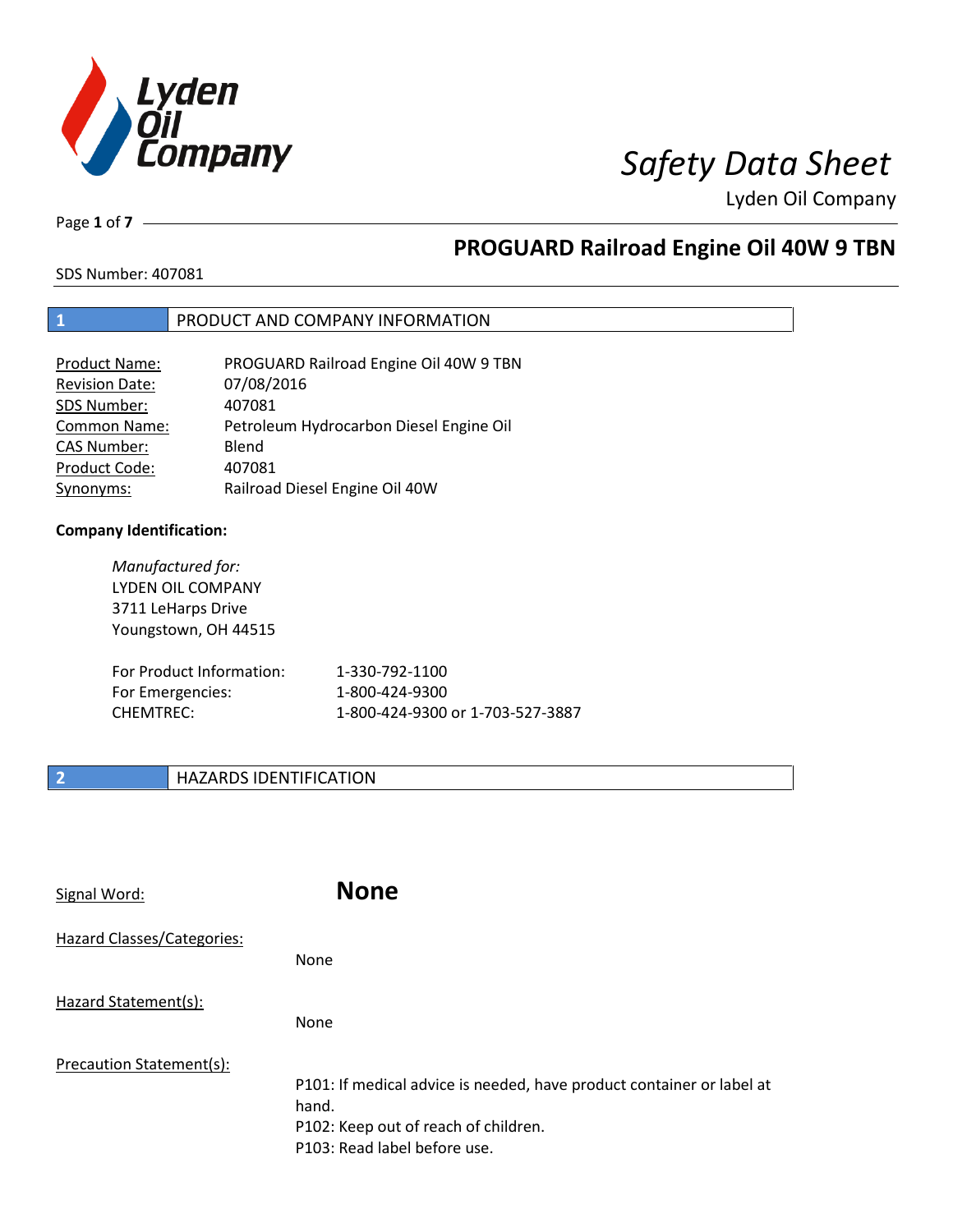# Safety Data Sheet

Lyden Oil Company

## PROGUARD Railroad Engine Oil 40W 9 TBN

SDS Number: 407081

## 1 PRODUCT AND COMPANY INFORMATION

| | |
|---|---|
| Product Name: | PROGUARD Railroad Engine Oil 40W 9 TBN |
| Revision Date: | 07/08/2016 |
| SDS Number: | 407081 |
| Common Name: | Petroleum Hydrocarbon Diesel Engine Oil |
| CAS Number: | Blend |
| Product Code: | 407081 |
| Synonyms: | Railroad Diesel Engine Oil 40W |

**Company Identification:**

*Manufactured for:*
LYDEN OIL COMPANY
3711 LeHarps Drive
Youngstown, OH 44515

| | |
|---|---|
| For Product Information: | 1-330-792-1100 |
| For Emergencies: | 1-800-424-9300 |
| CHEMTREC: | 1-800-424-9300 or 1-703-527-3887 |

## 2 HAZARDS IDENTIFICATION

Signal Word: **None**

Hazard Classes/Categories:

None

Hazard Statement(s):

None

Precaution Statement(s):

P101: If medical advice is needed, have product container or label at hand.
P102: Keep out of reach of children.
P103: Read label before use.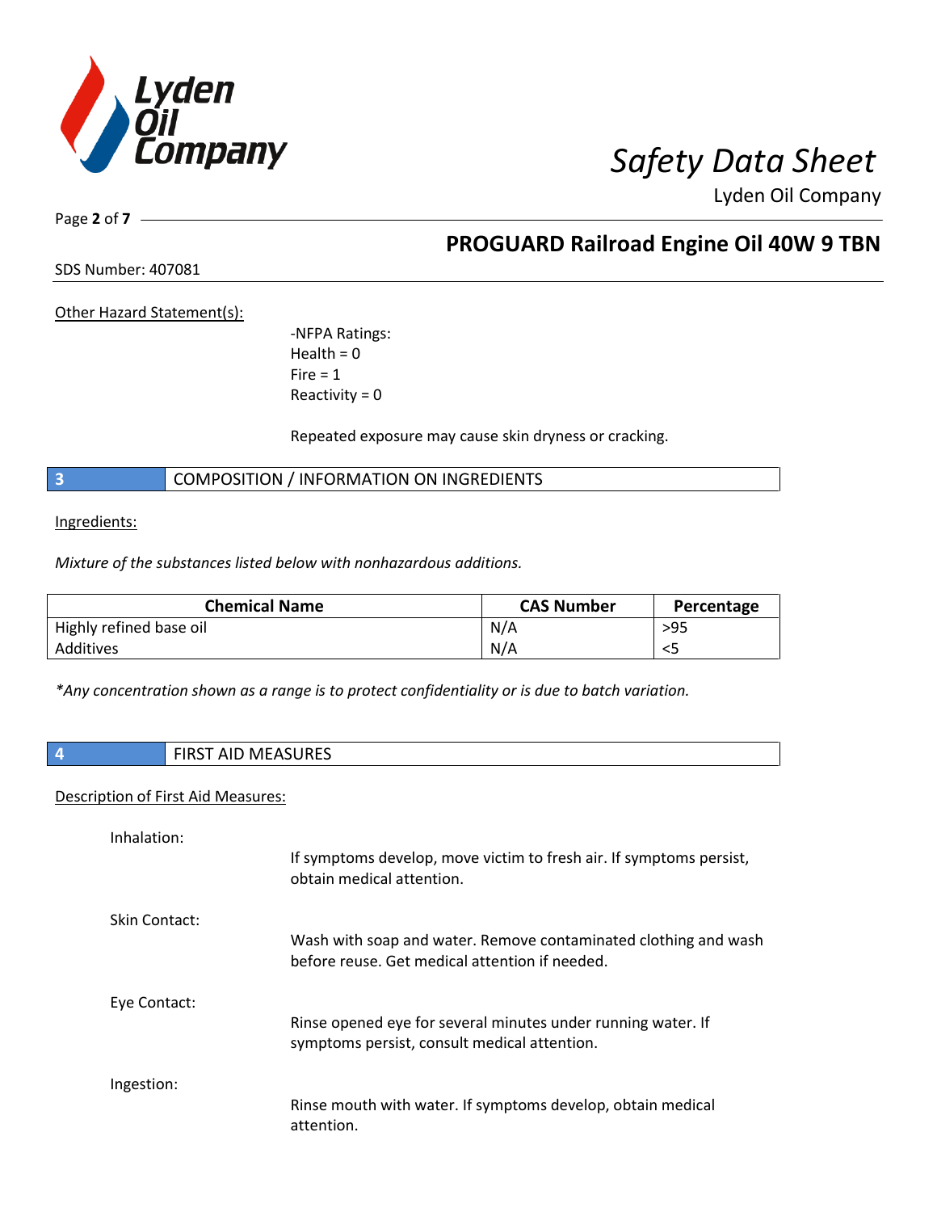Other Hazard Statement(s):

-NFPA Ratings:
Health = 0
Fire = 1
Reactivity = 0

Repeated exposure may cause skin dryness or cracking.

## 3 COMPOSITION / INFORMATION ON INGREDIENTS

Ingredients:

*Mixture of the substances listed below with nonhazardous additions.*

| Chemical Name | CAS Number | Percentage |
|---|---|---|
| Highly refined base oil | N/A | >95 |
| Additives | N/A | <5 |

*\*Any concentration shown as a range is to protect confidentiality or is due to batch variation.*

## 4 FIRST AID MEASURES

Description of First Aid Measures:

Inhalation:

If symptoms develop, move victim to fresh air. If symptoms persist, obtain medical attention.

Skin Contact:

Wash with soap and water. Remove contaminated clothing and wash before reuse. Get medical attention if needed.

Eye Contact:

Rinse opened eye for several minutes under running water. If symptoms persist, consult medical attention.

Ingestion:

Rinse mouth with water. If symptoms develop, obtain medical attention.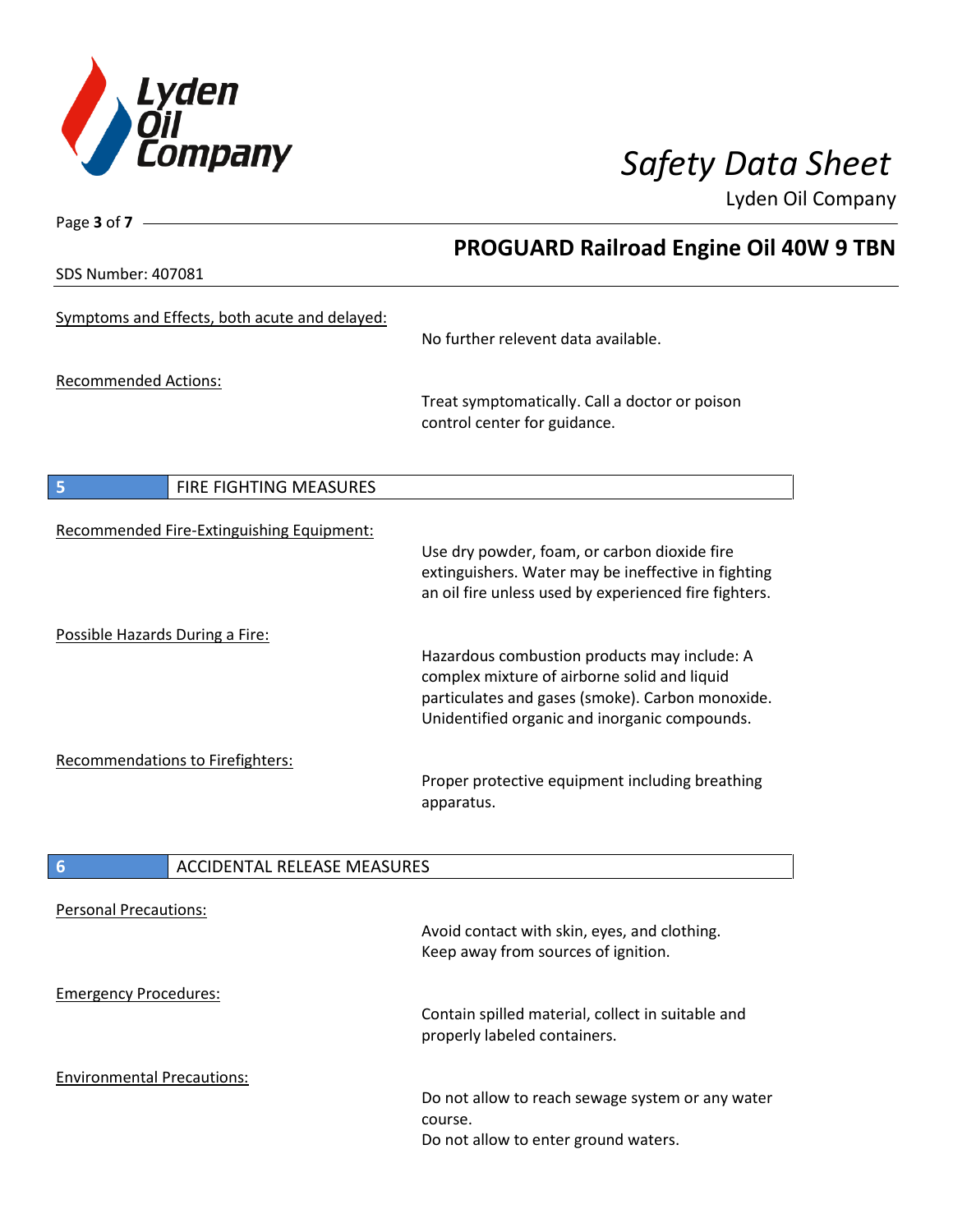Symptoms and Effects, both acute and delayed:

No further relevent data available.

Recommended Actions:

Treat symptomatically. Call a doctor or poison control center for guidance.

## 5 FIRE FIGHTING MEASURES

Recommended Fire-Extinguishing Equipment:

Use dry powder, foam, or carbon dioxide fire extinguishers. Water may be ineffective in fighting an oil fire unless used by experienced fire fighters.

Possible Hazards During a Fire:

Hazardous combustion products may include: A complex mixture of airborne solid and liquid particulates and gases (smoke). Carbon monoxide. Unidentified organic and inorganic compounds.

Recommendations to Firefighters:

Proper protective equipment including breathing apparatus.

## 6 ACCIDENTAL RELEASE MEASURES

Personal Precautions:

Avoid contact with skin, eyes, and clothing.
Keep away from sources of ignition.

Emergency Procedures:

Contain spilled material, collect in suitable and properly labeled containers.

Environmental Precautions:

Do not allow to reach sewage system or any water course.
Do not allow to enter ground waters.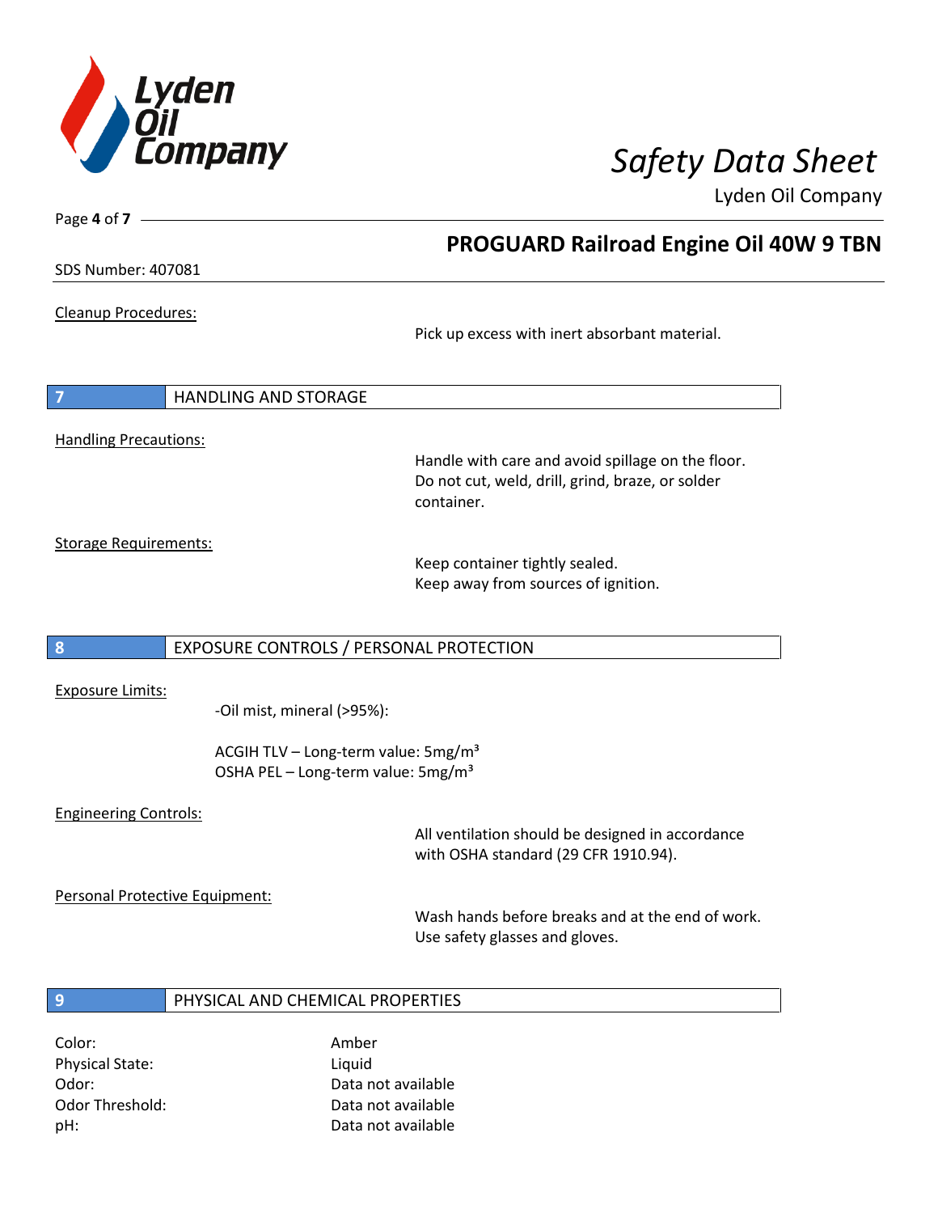Cleanup Procedures:

Pick up excess with inert absorbant material.

## 7 HANDLING AND STORAGE

Handling Precautions:

Handle with care and avoid spillage on the floor.
Do not cut, weld, drill, grind, braze, or solder container.

Storage Requirements:

Keep container tightly sealed.
Keep away from sources of ignition.

## 8 EXPOSURE CONTROLS / PERSONAL PROTECTION

Exposure Limits:

-Oil mist, mineral (>95%):

ACGIH TLV – Long-term value: 5mg/m³
OSHA PEL – Long-term value: 5mg/m³

Engineering Controls:

All ventilation should be designed in accordance with OSHA standard (29 CFR 1910.94).

Personal Protective Equipment:

Wash hands before breaks and at the end of work.
Use safety glasses and gloves.

## 9 PHYSICAL AND CHEMICAL PROPERTIES

| | |
|---|---|
| Color: | Amber |
| Physical State: | Liquid |
| Odor: | Data not available |
| Odor Threshold: | Data not available |
| pH: | Data not available |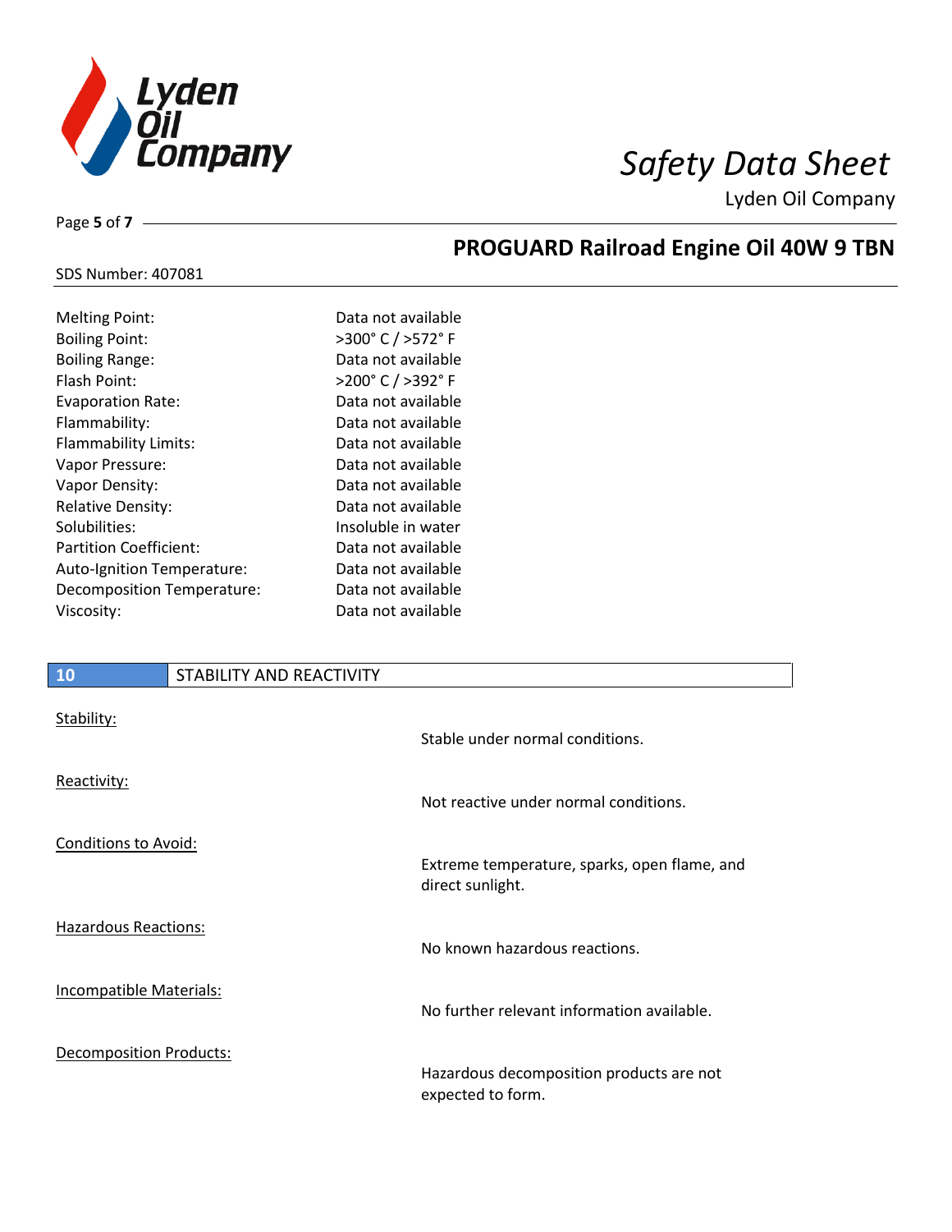| Property | Value |
| --- | --- |
| Melting Point: | Data not available |
| Boiling Point: | >300° C / >572° F |
| Boiling Range: | Data not available |
| Flash Point: | >200° C / >392° F |
| Evaporation Rate: | Data not available |
| Flammability: | Data not available |
| Flammability Limits: | Data not available |
| Vapor Pressure: | Data not available |
| Vapor Density: | Data not available |
| Relative Density: | Data not available |
| Solubilities: | Insoluble in water |
| Partition Coefficient: | Data not available |
| Auto-Ignition Temperature: | Data not available |
| Decomposition Temperature: | Data not available |
| Viscosity: | Data not available |

## 10 STABILITY AND REACTIVITY

**Stability:**

Stable under normal conditions.

**Reactivity:**

Not reactive under normal conditions.

**Conditions to Avoid:**

Extreme temperature, sparks, open flame, and direct sunlight.

**Hazardous Reactions:**

No known hazardous reactions.

**Incompatible Materials:**

No further relevant information available.

**Decomposition Products:**

Hazardous decomposition products are not expected to form.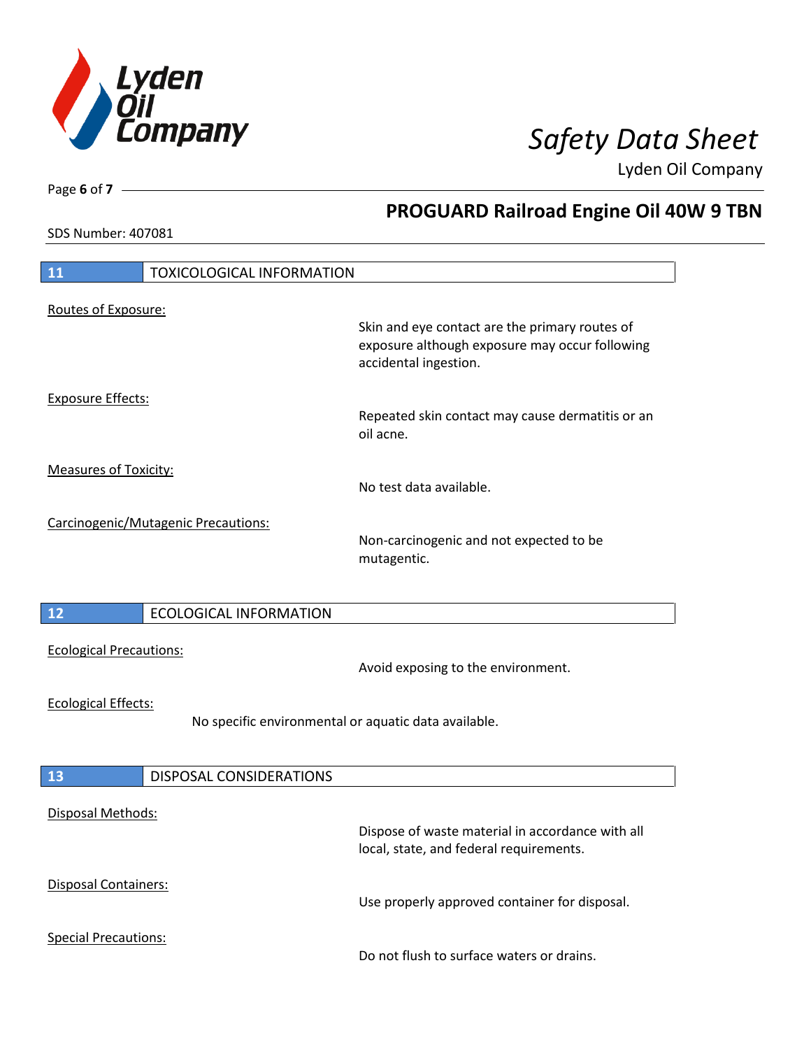## 11 TOXICOLOGICAL INFORMATION

Routes of Exposure:

Skin and eye contact are the primary routes of exposure although exposure may occur following accidental ingestion.

Exposure Effects:

Repeated skin contact may cause dermatitis or an oil acne.

Measures of Toxicity:

No test data available.

Carcinogenic/Mutagenic Precautions:

Non-carcinogenic and not expected to be mutagentic.

## 12 ECOLOGICAL INFORMATION

Ecological Precautions:

Avoid exposing to the environment.

Ecological Effects:

No specific environmental or aquatic data available.

## 13 DISPOSAL CONSIDERATIONS

Disposal Methods:

Dispose of waste material in accordance with all local, state, and federal requirements.

Disposal Containers:

Use properly approved container for disposal.

Special Precautions:

Do not flush to surface waters or drains.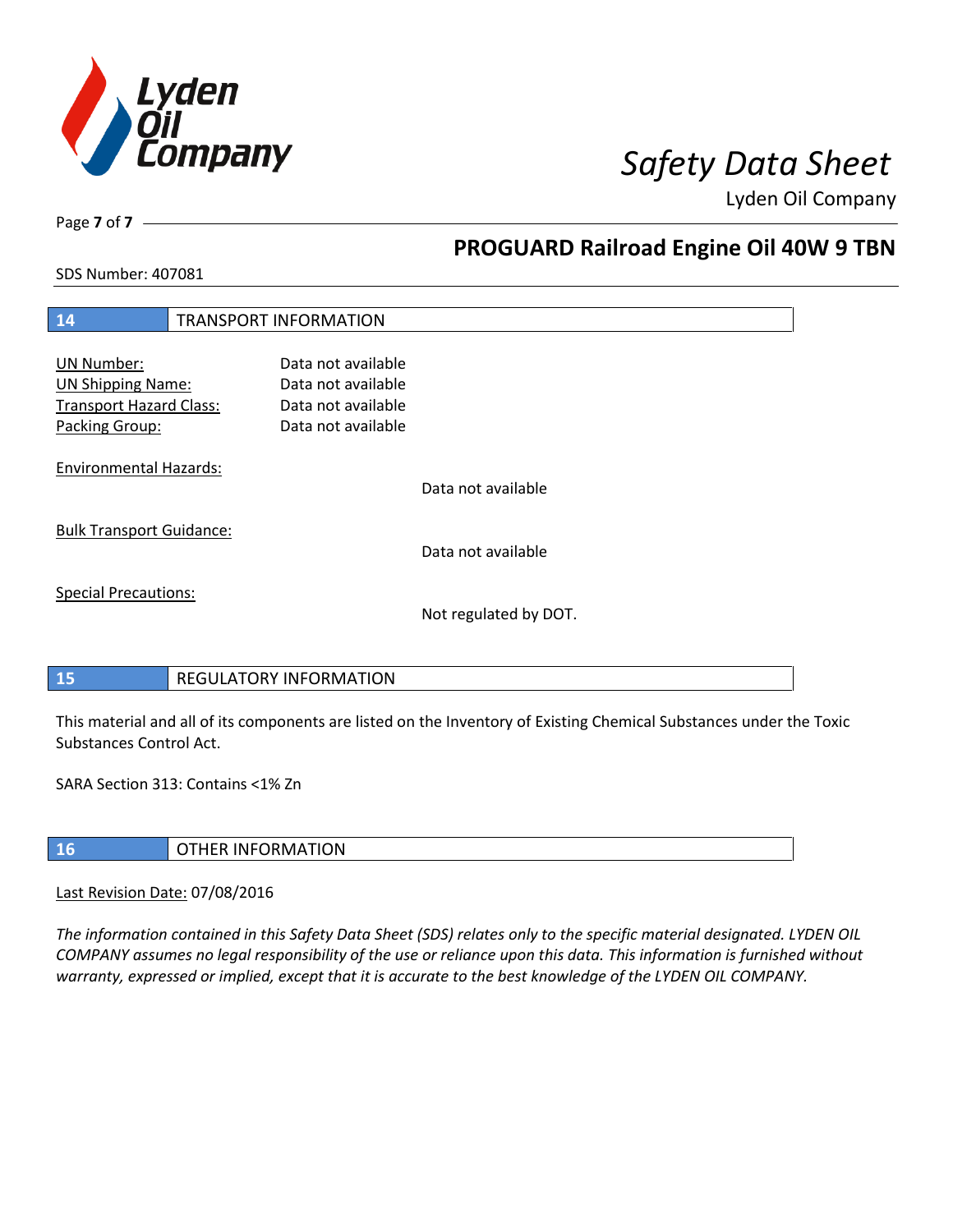## 14 TRANSPORT INFORMATION

| | |
|---|---|
| UN Number: | Data not available |
| UN Shipping Name: | Data not available |
| Transport Hazard Class: | Data not available |
| Packing Group: | Data not available |

Environmental Hazards:

Data not available

Bulk Transport Guidance:

Data not available

Special Precautions:

Not regulated by DOT.

## 15 REGULATORY INFORMATION

This material and all of its components are listed on the Inventory of Existing Chemical Substances under the Toxic Substances Control Act.

SARA Section 313: Contains <1% Zn

## 16 OTHER INFORMATION

Last Revision Date: 07/08/2016

*The information contained in this Safety Data Sheet (SDS) relates only to the specific material designated. LYDEN OIL COMPANY assumes no legal responsibility of the use or reliance upon this data. This information is furnished without warranty, expressed or implied, except that it is accurate to the best knowledge of the LYDEN OIL COMPANY.*